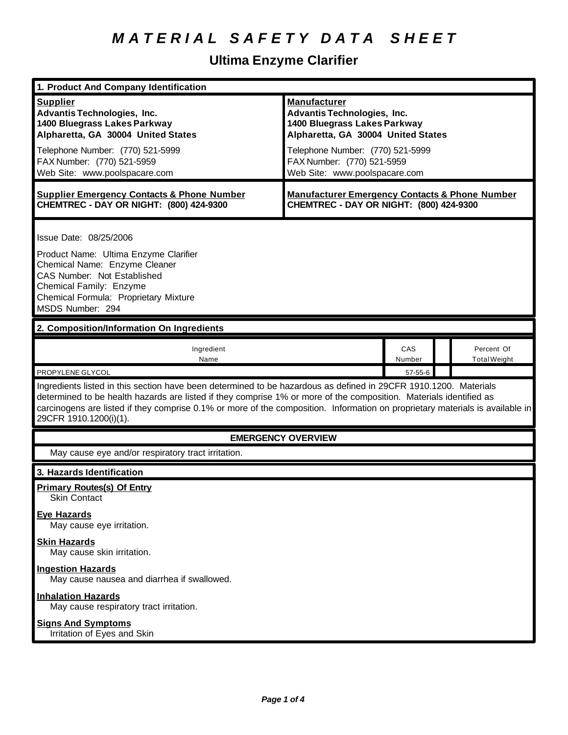# MATERIAL SAFETY DATA SHEET

## Ultima Enzyme Clarifier

## 1. Product And Company Identification

| **Supplier** | **Manufacturer** |
|---|---|
| **Advantis Technologies, Inc.** | **Advantis Technologies, Inc.** |
| **1400 Bluegrass Lakes Parkway** | **1400 Bluegrass Lakes Parkway** |
| **Alpharetta, GA 30004 United States** | **Alpharetta, GA 30004 United States** |
| Telephone Number: (770) 521-5999 | Telephone Number: (770) 521-5999 |
| FAX Number: (770) 521-5959 | FAX Number: (770) 521-5959 |
| Web Site: www.poolspacare.com | Web Site: www.poolspacare.com |
| **Supplier Emergency Contacts & Phone Number** | **Manufacturer Emergency Contacts & Phone Number** |
| **CHEMTREC - DAY OR NIGHT: (800) 424-9300** | **CHEMTREC - DAY OR NIGHT: (800) 424-9300** |

Issue Date: 08/25/2006

Product Name: Ultima Enzyme Clarifier
Chemical Name: Enzyme Cleaner
CAS Number: Not Established
Chemical Family: Enzyme
Chemical Formula: Proprietary Mixture
MSDS Number: 294

## 2. Composition/Information On Ingredients

| Ingredient Name | CAS Number | | Percent Of Total Weight |
|---|---|---|---|
| PROPYLENE GLYCOL | 57-55-6 | | |

Ingredients listed in this section have been determined to be hazardous as defined in 29CFR 1910.1200. Materials determined to be health hazards are listed if they comprise 1% or more of the composition. Materials identified as carcinogens are listed if they comprise 0.1% or more of the composition. Information on proprietary materials is available in 29CFR 1910.1200(i)(1).

### EMERGENCY OVERVIEW

May cause eye and/or respiratory tract irritation.

## 3. Hazards Identification

**Primary Routes(s) Of Entry**
Skin Contact

**Eye Hazards**
May cause eye irritation.

**Skin Hazards**
May cause skin irritation.

**Ingestion Hazards**
May cause nausea and diarrhea if swallowed.

**Inhalation Hazards**
May cause respiratory tract irritation.

**Signs And Symptoms**
Irritation of Eyes and Skin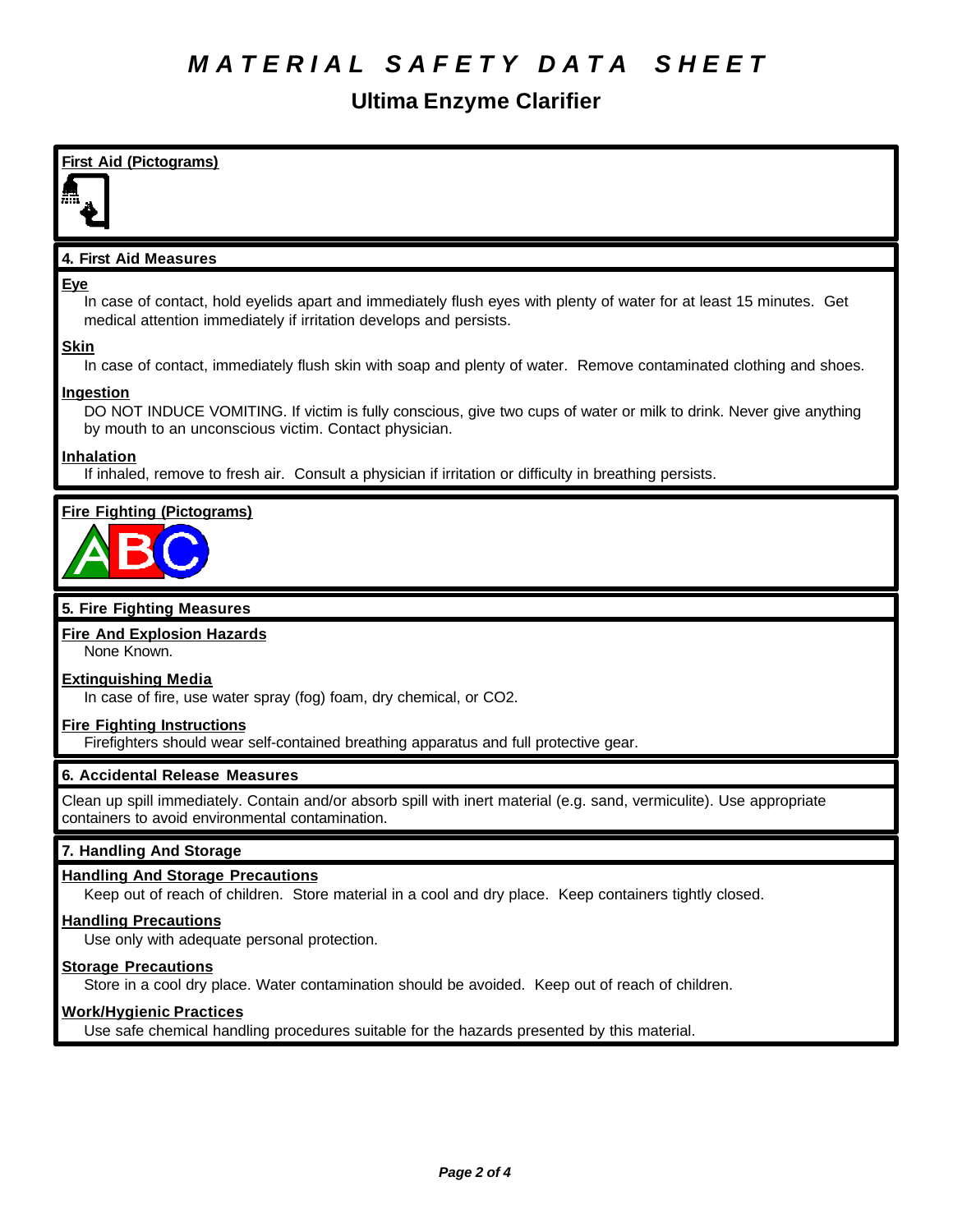# MATERIAL SAFETY DATA SHEET

## Ultima Enzyme Clarifier

**First Aid (Pictograms)**

### 4. First Aid Measures

**Eye**

In case of contact, hold eyelids apart and immediately flush eyes with plenty of water for at least 15 minutes. Get medical attention immediately if irritation develops and persists.

**Skin**

In case of contact, immediately flush skin with soap and plenty of water. Remove contaminated clothing and shoes.

**Ingestion**

DO NOT INDUCE VOMITING. If victim is fully conscious, give two cups of water or milk to drink. Never give anything by mouth to an unconscious victim. Contact physician.

**Inhalation**

If inhaled, remove to fresh air. Consult a physician if irritation or difficulty in breathing persists.

**Fire Fighting (Pictograms)**

### 5. Fire Fighting Measures

**Fire And Explosion Hazards**

None Known.

**Extinguishing Media**

In case of fire, use water spray (fog) foam, dry chemical, or $CO_2$.

**Fire Fighting Instructions**

Firefighters should wear self-contained breathing apparatus and full protective gear.

### 6. Accidental Release Measures

Clean up spill immediately. Contain and/or absorb spill with inert material (e.g. sand, vermiculite). Use appropriate containers to avoid environmental contamination.

### 7. Handling And Storage

**Handling And Storage Precautions**

Keep out of reach of children. Store material in a cool and dry place. Keep containers tightly closed.

**Handling Precautions**

Use only with adequate personal protection.

**Storage Precautions**

Store in a cool dry place. Water contamination should be avoided. Keep out of reach of children.

**Work/Hygienic Practices**

Use safe chemical handling procedures suitable for the hazards presented by this material.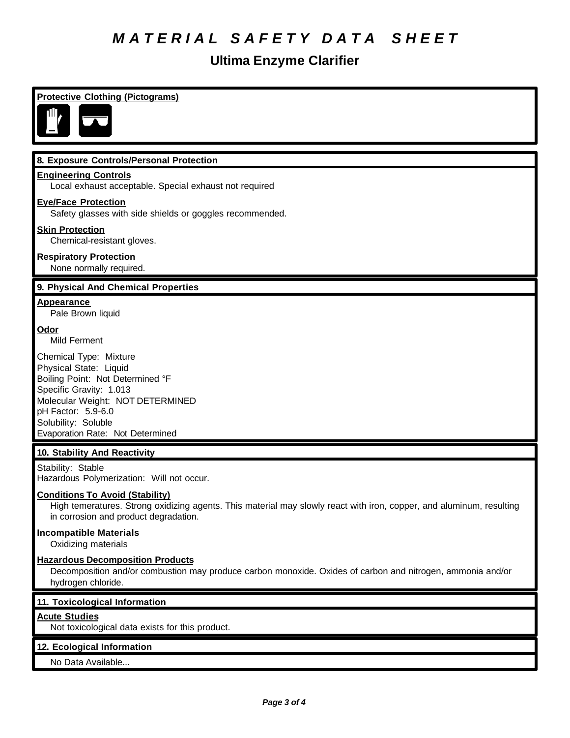# MATERIAL SAFETY DATA SHEET

## Ultima Enzyme Clarifier

**Protective Clothing (Pictograms)**

### 8. Exposure Controls/Personal Protection

**Engineering Controls**
Local exhaust acceptable. Special exhaust not required

**Eye/Face Protection**
Safety glasses with side shields or goggles recommended.

**Skin Protection**
Chemical-resistant gloves.

**Respiratory Protection**
None normally required.

### 9. Physical And Chemical Properties

**Appearance**
Pale Brown liquid

**Odor**
Mild Ferment

Chemical Type: Mixture
Physical State: Liquid
Boiling Point: Not Determined °F
Specific Gravity: 1.013
Molecular Weight: NOT DETERMINED
pH Factor: 5.9-6.0
Solubility: Soluble
Evaporation Rate: Not Determined

### 10. Stability And Reactivity

Stability: Stable
Hazardous Polymerization: Will not occur.

**Conditions To Avoid (Stability)**
High temeratures. Strong oxidizing agents. This material may slowly react with iron, copper, and aluminum, resulting in corrosion and product degradation.

**Incompatible Materials**
Oxidizing materials

**Hazardous Decomposition Products**
Decomposition and/or combustion may produce carbon monoxide. Oxides of carbon and nitrogen, ammonia and/or hydrogen chloride.

### 11. Toxicological Information

**Acute Studies**
Not toxicological data exists for this product.

### 12. Ecological Information

No Data Available...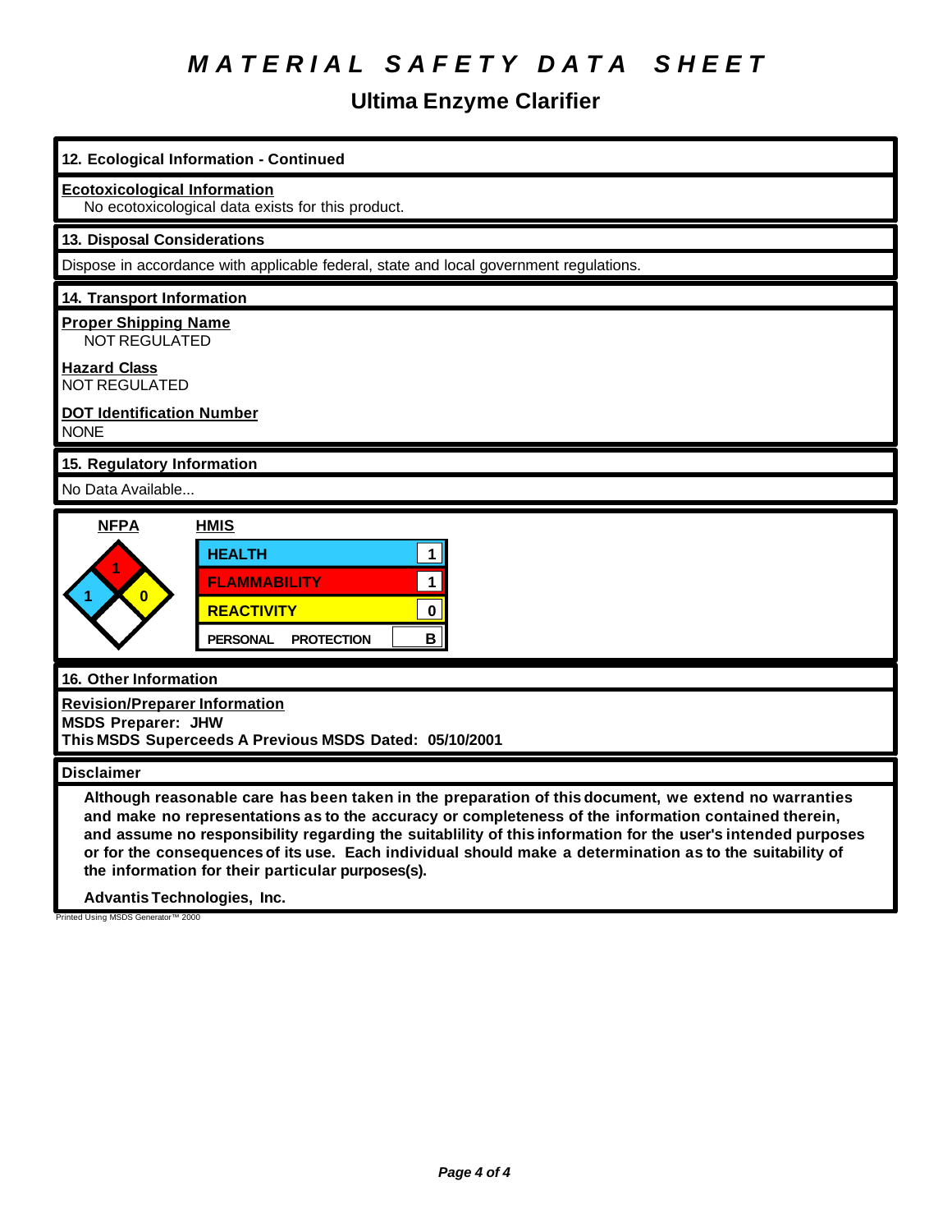# MATERIAL SAFETY DATA SHEET

## Ultima Enzyme Clarifier

### 12. Ecological Information - Continued

**Ecotoxicological Information**

No ecotoxicological data exists for this product.

### 13. Disposal Considerations

Dispose in accordance with applicable federal, state and local government regulations.

### 14. Transport Information

**Proper Shipping Name**

NOT REGULATED

**Hazard Class**

NOT REGULATED

**DOT Identification Number**

NONE

### 15. Regulatory Information

No Data Available...

**NFPA**

1 (top)
1 (left)
0 (right)

**HMIS**

| | |
|---|---|
| HEALTH | 1 |
| FLAMMABILITY | 1 |
| REACTIVITY | 0 |
| PERSONAL PROTECTION | B |

### 16. Other Information

**Revision/Preparer Information**

**MSDS Preparer: JHW**

**This MSDS Superceeds A Previous MSDS Dated: 05/10/2001**

### Disclaimer

**Although reasonable care has been taken in the preparation of this document, we extend no warranties and make no representations as to the accuracy or completeness of the information contained therein, and assume no responsibility regarding the suitablility of this information for the user's intended purposes or for the consequences of its use. Each individual should make a determination as to the suitability of the information for their particular purposes(s).**

**Advantis Technologies, Inc.**

Printed Using MSDS Generator™ 2000